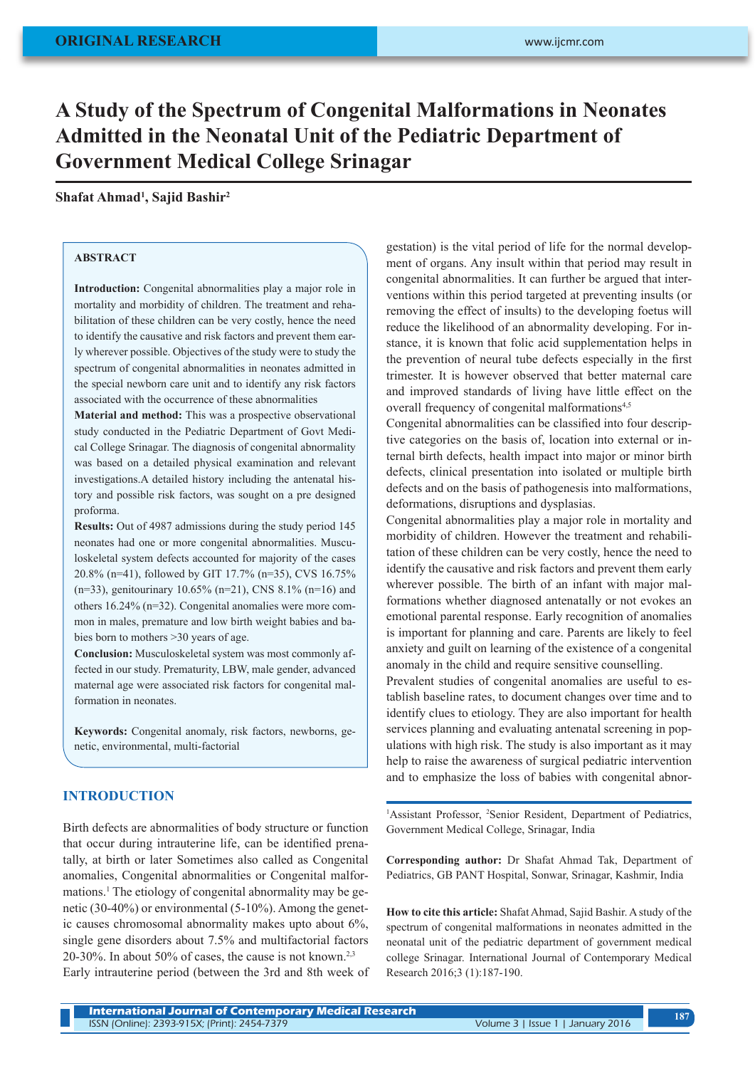# A Study of the Spectrum of Congenital Malformations in Neonates Admitted in the Neonatal Unit of the Pediatric Department of Government Medical College Srinagar

**Shafat Ahmad[1], Sajid Bashir[2]**

### ABSTRACT

**Introduction:** Congenital abnormalities play a major role in mortality and morbidity of children. The treatment and rehabilitation of these children can be very costly, hence the need to identify the causative and risk factors and prevent them early wherever possible. Objectives of the study were to study the spectrum of congenital abnormalities in neonates admitted in the special newborn care unit and to identify any risk factors associated with the occurrence of these abnormalities

**Material and method:** This was a prospective observational study conducted in the Pediatric Department of Govt Medical College Srinagar. The diagnosis of congenital abnormality was based on a detailed physical examination and relevant investigations.A detailed history including the antenatal history and possible risk factors, was sought on a pre designed proforma.

**Results:** Out of 4987 admissions during the study period 145 neonates had one or more congenital abnormalities. Musculoskeletal system defects accounted for majority of the cases 20.8% (n=41), followed by GIT 17.7% (n=35), CVS 16.75% (n=33), genitourinary 10.65% (n=21), CNS 8.1% (n=16) and others 16.24% (n=32). Congenital anomalies were more common in males, premature and low birth weight babies and babies born to mothers >30 years of age.

**Conclusion:** Musculoskeletal system was most commonly affected in our study. Prematurity, LBW, male gender, advanced maternal age were associated risk factors for congenital malformation in neonates.

**Keywords:** Congenital anomaly, risk factors, newborns, genetic, environmental, multi-factorial

## INTRODUCTION

Birth defects are abnormalities of body structure or function that occur during intrauterine life, can be identified prenatally, at birth or later Sometimes also called as Congenital anomalies, Congenital abnormalities or Congenital malformations.[1] The etiology of congenital abnormality may be genetic (30-40%) or environmental (5-10%). Among the genetic causes chromosomal abnormality makes upto about 6%, single gene disorders about 7.5% and multifactorial factors 20-30%. In about 50% of cases, the cause is not known.[2,3]

Early intrauterine period (between the 3rd and 8th week of gestation) is the vital period of life for the normal development of organs. Any insult within that period may result in congenital abnormalities. It can further be argued that interventions within this period targeted at preventing insults (or removing the effect of insults) to the developing foetus will reduce the likelihood of an abnormality developing. For instance, it is known that folic acid supplementation helps in the prevention of neural tube defects especially in the first trimester. It is however observed that better maternal care and improved standards of living have little effect on the overall frequency of congenital malformations[4,5]

Congenital abnormalities can be classified into four descriptive categories on the basis of, location into external or internal birth defects, health impact into major or minor birth defects, clinical presentation into isolated or multiple birth defects and on the basis of pathogenesis into malformations, deformations, disruptions and dysplasias.

Congenital abnormalities play a major role in mortality and morbidity of children. However the treatment and rehabilitation of these children can be very costly, hence the need to identify the causative and risk factors and prevent them early wherever possible. The birth of an infant with major malformations whether diagnosed antenatally or not evokes an emotional parental response. Early recognition of anomalies is important for planning and care. Parents are likely to feel anxiety and guilt on learning of the existence of a congenital anomaly in the child and require sensitive counselling.

Prevalent studies of congenital anomalies are useful to establish baseline rates, to document changes over time and to identify clues to etiology. They are also important for health services planning and evaluating antenatal screening in populations with high risk. The study is also important as it may help to raise the awareness of surgical pediatric intervention and to emphasize the loss of babies with congenital abnor-

[1]Assistant Professor, [2]Senior Resident, Department of Pediatrics, Government Medical College, Srinagar, India

**Corresponding author:** Dr Shafat Ahmad Tak, Department of Pediatrics, GB PANT Hospital, Sonwar, Srinagar, Kashmir, India

**How to cite this article:** Shafat Ahmad, Sajid Bashir. A study of the spectrum of congenital malformations in neonates admitted in the neonatal unit of the pediatric department of government medical college Srinagar. International Journal of Contemporary Medical Research 2016;3 (1):187-190.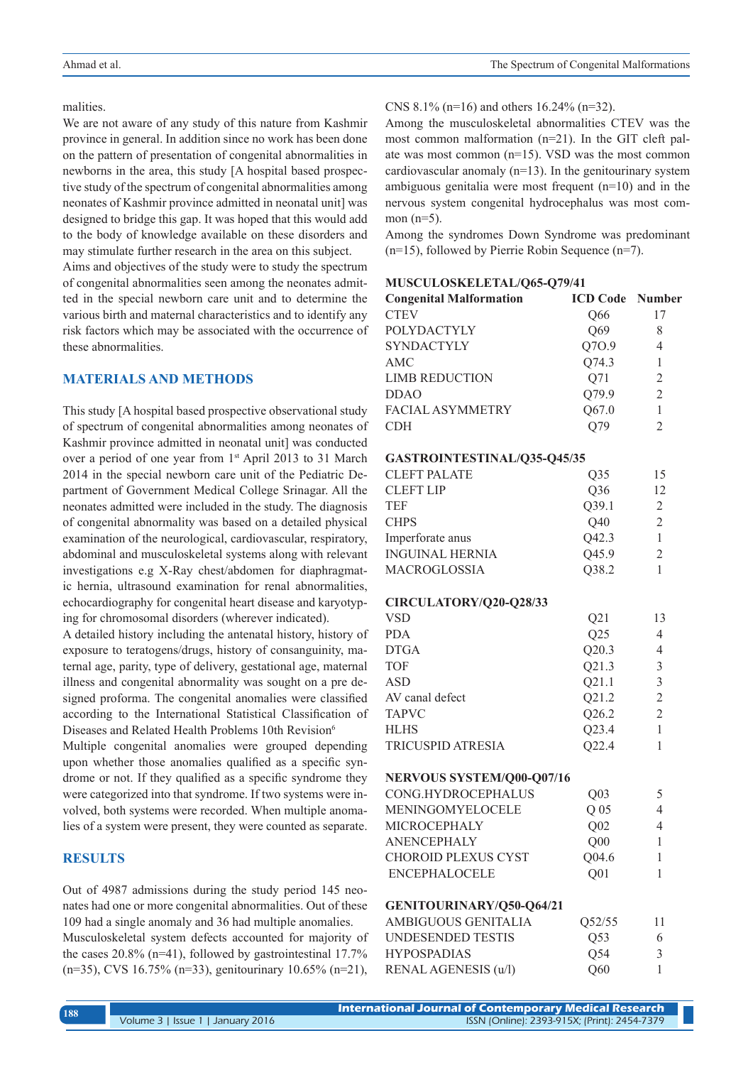malities.

We are not aware of any study of this nature from Kashmir province in general. In addition since no work has been done on the pattern of presentation of congenital abnormalities in newborns in the area, this study [A hospital based prospective study of the spectrum of congenital abnormalities among neonates of Kashmir province admitted in neonatal unit] was designed to bridge this gap. It was hoped that this would add to the body of knowledge available on these disorders and may stimulate further research in the area on this subject.

Aims and objectives of the study were to study the spectrum of congenital abnormalities seen among the neonates admitted in the special newborn care unit and to determine the various birth and maternal characteristics and to identify any risk factors which may be associated with the occurrence of these abnormalities.

## MATERIALS AND METHODS

This study [A hospital based prospective observational study of spectrum of congenital abnormalities among neonates of Kashmir province admitted in neonatal unit] was conducted over a period of one year from 1st April 2013 to 31 March 2014 in the special newborn care unit of the Pediatric Department of Government Medical College Srinagar. All the neonates admitted were included in the study. The diagnosis of congenital abnormality was based on a detailed physical examination of the neurological, cardiovascular, respiratory, abdominal and musculoskeletal systems along with relevant investigations e.g X-Ray chest/abdomen for diaphragmatic hernia, ultrasound examination for renal abnormalities, echocardiography for congenital heart disease and karyotyping for chromosomal disorders (wherever indicated).

A detailed history including the antenatal history, history of exposure to teratogens/drugs, history of consanguinity, maternal age, parity, type of delivery, gestational age, maternal illness and congenital abnormality was sought on a pre designed proforma. The congenital anomalies were classified according to the International Statistical Classification of Diseases and Related Health Problems 10th Revision[6]

Multiple congenital anomalies were grouped depending upon whether those anomalies qualified as a specific syndrome or not. If they qualified as a specific syndrome they were categorized into that syndrome. If two systems were involved, both systems were recorded. When multiple anomalies of a system were present, they were counted as separate.

## RESULTS

Out of 4987 admissions during the study period 145 neonates had one or more congenital abnormalities. Out of these 109 had a single anomaly and 36 had multiple anomalies.

Musculoskeletal system defects accounted for majority of the cases 20.8% (n=41), followed by gastrointestinal 17.7% (n=35), CVS 16.75% (n=33), genitourinary 10.65% (n=21), CNS 8.1% (n=16) and others 16.24% (n=32).

Among the musculoskeletal abnormalities CTEV was the most common malformation (n=21). In the GIT cleft palate was most common (n=15). VSD was the most common cardiovascular anomaly (n=13). In the genitourinary system ambiguous genitalia were most frequent (n=10) and in the nervous system congenital hydrocephalus was most common (n=5).

Among the syndromes Down Syndrome was predominant (n=15), followed by Pierrie Robin Sequence (n=7).

| Congenital Malformation | ICD Code | Number |
|---|---|---|
| **MUSCULOSKELETAL/Q65-Q79/41** | | |
| CTEV | Q66 | 17 |
| POLYDACTYLY | Q69 | 8 |
| SYNDACTYLY | Q7O.9 | 4 |
| AMC | Q74.3 | 1 |
| LIMB REDUCTION | Q71 | 2 |
| DDAO | Q79.9 | 2 |
| FACIAL ASYMMETRY | Q67.0 | 1 |
| CDH | Q79 | 2 |
| **GASTROINTESTINAL/Q35-Q45/35** | | |
| CLEFT PALATE | Q35 | 15 |
| CLEFT LIP | Q36 | 12 |
| TEF | Q39.1 | 2 |
| CHPS | Q40 | 2 |
| Imperforate anus | Q42.3 | 1 |
| INGUINAL HERNIA | Q45.9 | 2 |
| MACROGLOSSIA | Q38.2 | 1 |
| **CIRCULATORY/Q20-Q28/33** | | |
| VSD | Q21 | 13 |
| PDA | Q25 | 4 |
| DTGA | Q20.3 | 4 |
| TOF | Q21.3 | 3 |
| ASD | Q21.1 | 3 |
| AV canal defect | Q21.2 | 2 |
| TAPVC | Q26.2 | 2 |
| HLHS | Q23.4 | 1 |
| TRICUSPID ATRESIA | Q22.4 | 1 |
| **NERVOUS SYSTEM/Q00-Q07/16** | | |
| CONG.HYDROCEPHALUS | Q03 | 5 |
| MENINGOMYELOCELE | Q 05 | 4 |
| MICROCEPHALY | Q02 | 4 |
| ANENCEPHALY | Q00 | 1 |
| CHOROID PLEXUS CYST | Q04.6 | 1 |
| ENCEPHALOCELE | Q01 | 1 |
| **GENITOURINARY/Q50-Q64/21** | | |
| AMBIGUOUS GENITALIA | Q52/55 | 11 |
| UNDESENDED TESTIS | Q53 | 6 |
| HYPOSPADIAS | Q54 | 3 |
| RENAL AGENESIS (u/l) | Q60 | 1 |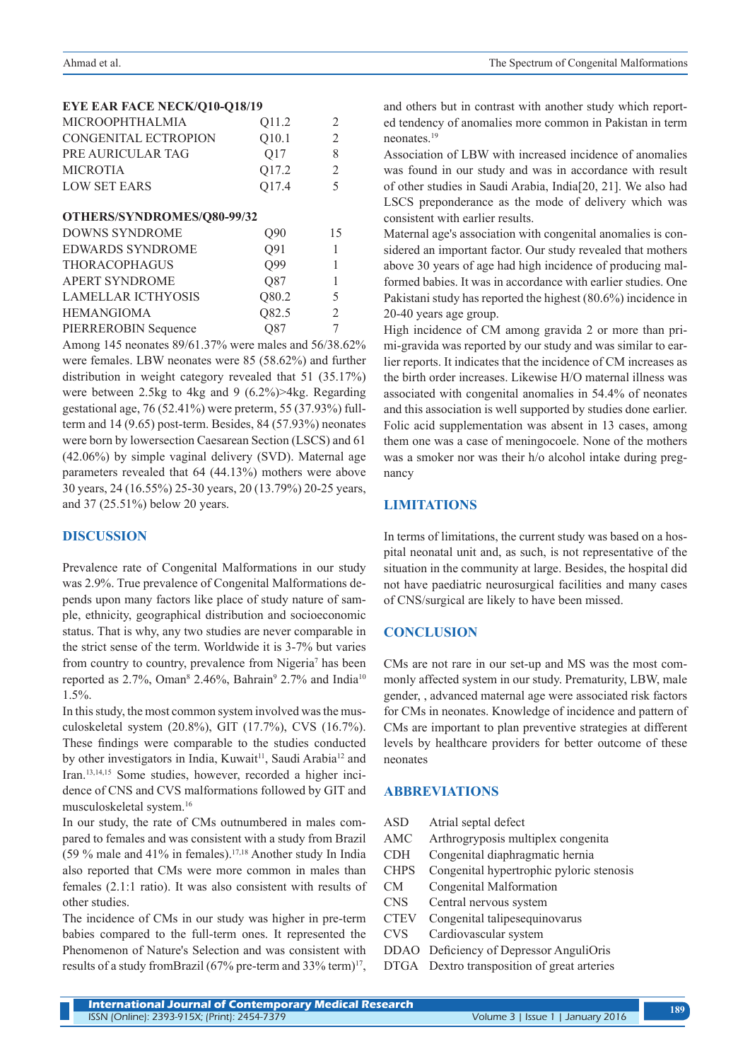**EYE EAR FACE NECK/Q10-Q18/19**

| | | |
|---|---|---|
| MICROOPHTHALMIA | Q11.2 | 2 |
| CONGENITAL ECTROPION | Q10.1 | 2 |
| PRE AURICULAR TAG | Q17 | 8 |
| MICROTIA | Q17.2 | 2 |
| LOW SET EARS | Q17.4 | 5 |

**OTHERS/SYNDROMES/Q80-99/32**

| | | |
|---|---|---|
| DOWNS SYNDROME | Q90 | 15 |
| EDWARDS SYNDROME | Q91 | 1 |
| THORACOPHAGUS | Q99 | 1 |
| APERT SYNDROME | Q87 | 1 |
| LAMELLAR ICTHYOSIS | Q80.2 | 5 |
| HEMANGIOMA | Q82.5 | 2 |
| PIERREROBIN Sequence | Q87 | 7 |

Among 145 neonates 89/61.37% were males and 56/38.62% were females. LBW neonates were 85 (58.62%) and further distribution in weight category revealed that 51 (35.17%) were between 2.5kg to 4kg and 9 (6.2%)>4kg. Regarding gestational age, 76 (52.41%) were preterm, 55 (37.93%) full-term and 14 (9.65) post-term. Besides, 84 (57.93%) neonates were born by lowersection Caesarean Section (LSCS) and 61 (42.06%) by simple vaginal delivery (SVD). Maternal age parameters revealed that 64 (44.13%) mothers were above 30 years, 24 (16.55%) 25-30 years, 20 (13.79%) 20-25 years, and 37 (25.51%) below 20 years.

## DISCUSSION

Prevalence rate of Congenital Malformations in our study was 2.9%. True prevalence of Congenital Malformations depends upon many factors like place of study nature of sample, ethnicity, geographical distribution and socioeconomic status. That is why, any two studies are never comparable in the strict sense of the term. Worldwide it is 3-7% but varies from country to country, prevalence from Nigeria[7] has been reported as 2.7%, Oman[8] 2.46%, Bahrain[9] 2.7% and India[10] 1.5%.

In this study, the most common system involved was the musculoskeletal system (20.8%), GIT (17.7%), CVS (16.7%). These findings were comparable to the studies conducted by other investigators in India, Kuwait[11], Saudi Arabia[12] and Iran.[13,14,15] Some studies, however, recorded a higher incidence of CNS and CVS malformations followed by GIT and musculoskeletal system.[16]

In our study, the rate of CMs outnumbered in males compared to females and was consistent with a study from Brazil (59 % male and 41% in females).[17,18] Another study In India also reported that CMs were more common in males than females (2.1:1 ratio). It was also consistent with results of other studies.

The incidence of CMs in our study was higher in pre-term babies compared to the full-term ones. It represented the Phenomenon of Nature's Selection and was consistent with results of a study fromBrazil (67% pre-term and 33% term)[17], and others but in contrast with another study which reported tendency of anomalies more common in Pakistan in term neonates.[19]

Association of LBW with increased incidence of anomalies was found in our study and was in accordance with result of other studies in Saudi Arabia, India[20, 21]. We also had LSCS preponderance as the mode of delivery which was consistent with earlier results.

Maternal age's association with congenital anomalies is considered an important factor. Our study revealed that mothers above 30 years of age had high incidence of producing malformed babies. It was in accordance with earlier studies. One Pakistani study has reported the highest (80.6%) incidence in 20-40 years age group.

High incidence of CM among gravida 2 or more than primi-gravida was reported by our study and was similar to earlier reports. It indicates that the incidence of CM increases as the birth order increases. Likewise H/O maternal illness was associated with congenital anomalies in 54.4% of neonates and this association is well supported by studies done earlier. Folic acid supplementation was absent in 13 cases, among them one was a case of meningocoele. None of the mothers was a smoker nor was their h/o alcohol intake during pregnancy

## LIMITATIONS

In terms of limitations, the current study was based on a hospital neonatal unit and, as such, is not representative of the situation in the community at large. Besides, the hospital did not have paediatric neurosurgical facilities and many cases of CNS/surgical are likely to have been missed.

## CONCLUSION

CMs are not rare in our set-up and MS was the most commonly affected system in our study. Prematurity, LBW, male gender, , advanced maternal age were associated risk factors for CMs in neonates. Knowledge of incidence and pattern of CMs are important to plan preventive strategies at different levels by healthcare providers for better outcome of these neonates

## ABBREVIATIONS

| | |
|---|---|
| ASD | Atrial septal defect |
| AMC | Arthrogryposis multiplex congenita |
| CDH | Congenital diaphragmatic hernia |
| CHPS | Congenital hypertrophic pyloric stenosis |
| CM | Congenital Malformation |
| CNS | Central nervous system |
| CTEV | Congenital talipesequinovarus |
| CVS | Cardiovascular system |
| DDAO | Deficiency of Depressor AnguliOris |
| DTGA | Dextro transposition of great arteries |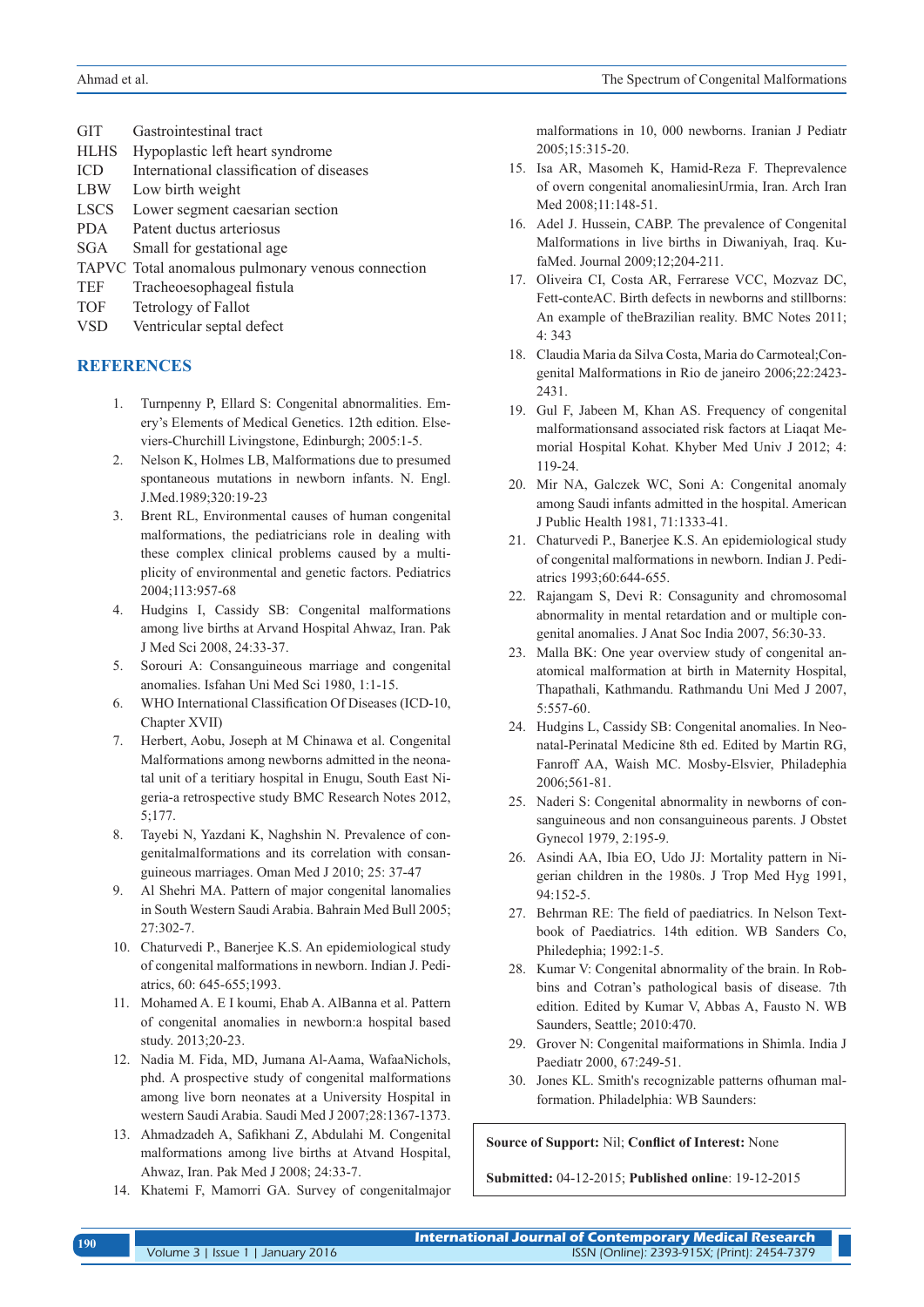| | |
|---|---|
| GIT | Gastrointestinal tract |
| HLHS | Hypoplastic left heart syndrome |
| ICD | International classification of diseases |
| LBW | Low birth weight |
| LSCS | Lower segment caesarian section |
| PDA | Patent ductus arteriosus |
| SGA | Small for gestational age |
| TAPVC | Total anomalous pulmonary venous connection |
| TEF | Tracheoesophageal fistula |
| TOF | Tetrology of Fallot |
| VSD | Ventricular septal defect |

## REFERENCES

1. Turnpenny P, Ellard S: Congenital abnormalities. Emery's Elements of Medical Genetics. 12th edition. Elseviers-Churchill Livingstone, Edinburgh; 2005:1-5.
2. Nelson K, Holmes LB, Malformations due to presumed spontaneous mutations in newborn infants. N. Engl. J.Med.1989;320:19-23
3. Brent RL, Environmental causes of human congenital malformations, the pediatricians role in dealing with these complex clinical problems caused by a multiplicity of environmental and genetic factors. Pediatrics 2004;113:957-68
4. Hudgins I, Cassidy SB: Congenital malformations among live births at Arvand Hospital Ahwaz, Iran. Pak J Med Sci 2008, 24:33-37.
5. Sorouri A: Consanguineous marriage and congenital anomalies. Isfahan Uni Med Sci 1980, 1:1-15.
6. WHO International Classification Of Diseases (ICD-10, Chapter XVII)
7. Herbert, Aobu, Joseph at M Chinawa et al. Congenital Malformations among newborns admitted in the neonatal unit of a teritiary hospital in Enugu, South East Nigeria-a retrospective study BMC Research Notes 2012, 5;177.
8. Tayebi N, Yazdani K, Naghshin N. Prevalence of congenitalmalformations and its correlation with consanguineous marriages. Oman Med J 2010; 25: 37-47
9. Al Shehri MA. Pattern of major congenital lanomalies in South Western Saudi Arabia. Bahrain Med Bull 2005; 27:302-7.
10. Chaturvedi P., Banerjee K.S. An epidemiological study of congenital malformations in newborn. Indian J. Pediatrics, 60: 645-655;1993.
11. Mohamed A. E I koumi, Ehab A. AlBanna et al. Pattern of congenital anomalies in newborn:a hospital based study. 2013;20-23.
12. Nadia M. Fida, MD, Jumana Al-Aama, WafaaNichols, phd. A prospective study of congenital malformations among live born neonates at a University Hospital in western Saudi Arabia. Saudi Med J 2007;28:1367-1373.
13. Ahmadzadeh A, Safikhani Z, Abdulahi M. Congenital malformations among live births at Atvand Hospital, Ahwaz, Iran. Pak Med J 2008; 24:33-7.
14. Khatemi F, Mamorri GA. Survey of congenitalmajor malformations in 10, 000 newborns. Iranian J Pediatr 2005;15:315-20.
15. Isa AR, Masomeh K, Hamid-Reza F. Theprevalence of overn congenital anomaliesinUrmia, Iran. Arch Iran Med 2008;11:148-51.
16. Adel J. Hussein, CABP. The prevalence of Congenital Malformations in live births in Diwaniyah, Iraq. KufaMed. Journal 2009;12;204-211.
17. Oliveira CI, Costa AR, Ferrarese VCC, Mozvaz DC, Fett-conteAC. Birth defects in newborns and stillborns: An example of theBrazilian reality. BMC Notes 2011; 4: 343
18. Claudia Maria da Silva Costa, Maria do Carmoteal;Congenital Malformations in Rio de janeiro 2006;22:2423-2431.
19. Gul F, Jabeen M, Khan AS. Frequency of congenital malformationsand associated risk factors at Liaqat Memorial Hospital Kohat. Khyber Med Univ J 2012; 4: 119-24.
20. Mir NA, Galczek WC, Soni A: Congenital anomaly among Saudi infants admitted in the hospital. American J Public Health 1981, 71:1333-41.
21. Chaturvedi P., Banerjee K.S. An epidemiological study of congenital malformations in newborn. Indian J. Pediatrics 1993;60:644-655.
22. Rajangam S, Devi R: Consagunity and chromosomal abnormality in mental retardation and or multiple congenital anomalies. J Anat Soc India 2007, 56:30-33.
23. Malla BK: One year overview study of congenital anatomical malformation at birth in Maternity Hospital, Thapathali, Kathmandu. Rathmandu Uni Med J 2007, 5:557-60.
24. Hudgins L, Cassidy SB: Congenital anomalies. In Neonatal-Perinatal Medicine 8th ed. Edited by Martin RG, Fanroff AA, Waisn MC. Mosby-Elsvier, Philadephia 2006;561-81.
25. Naderi S: Congenital abnormality in newborns of consanguineous and non consanguineous parents. J Obstet Gynecol 1979, 2:195-9.
26. Asindi AA, Ibia EO, Udo JJ: Mortality pattern in Nigerian children in the 1980s. J Trop Med Hyg 1991, 94:152-5.
27. Behrman RE: The field of paediatrics. In Nelson Textbook of Paediatrics. 14th edition. WB Sanders Co, Philedephia; 1992:1-5.
28. Kumar V: Congenital abnormality of the brain. In Robbins and Cotran's pathological basis of disease. 7th edition. Edited by Kumar V, Abbas A, Fausto N. WB Saunders, Seattle; 2010:470.
29. Grover N: Congenital maiformations in Shimla. India J Paediatr 2000, 67:249-51.
30. Jones KL. Smith's recognizable patterns ofhuman malformation. Philadelphia: WB Saunders:

**Source of Support:** Nil; **Conflict of Interest:** None

**Submitted:** 04-12-2015; **Published online**: 19-12-2015